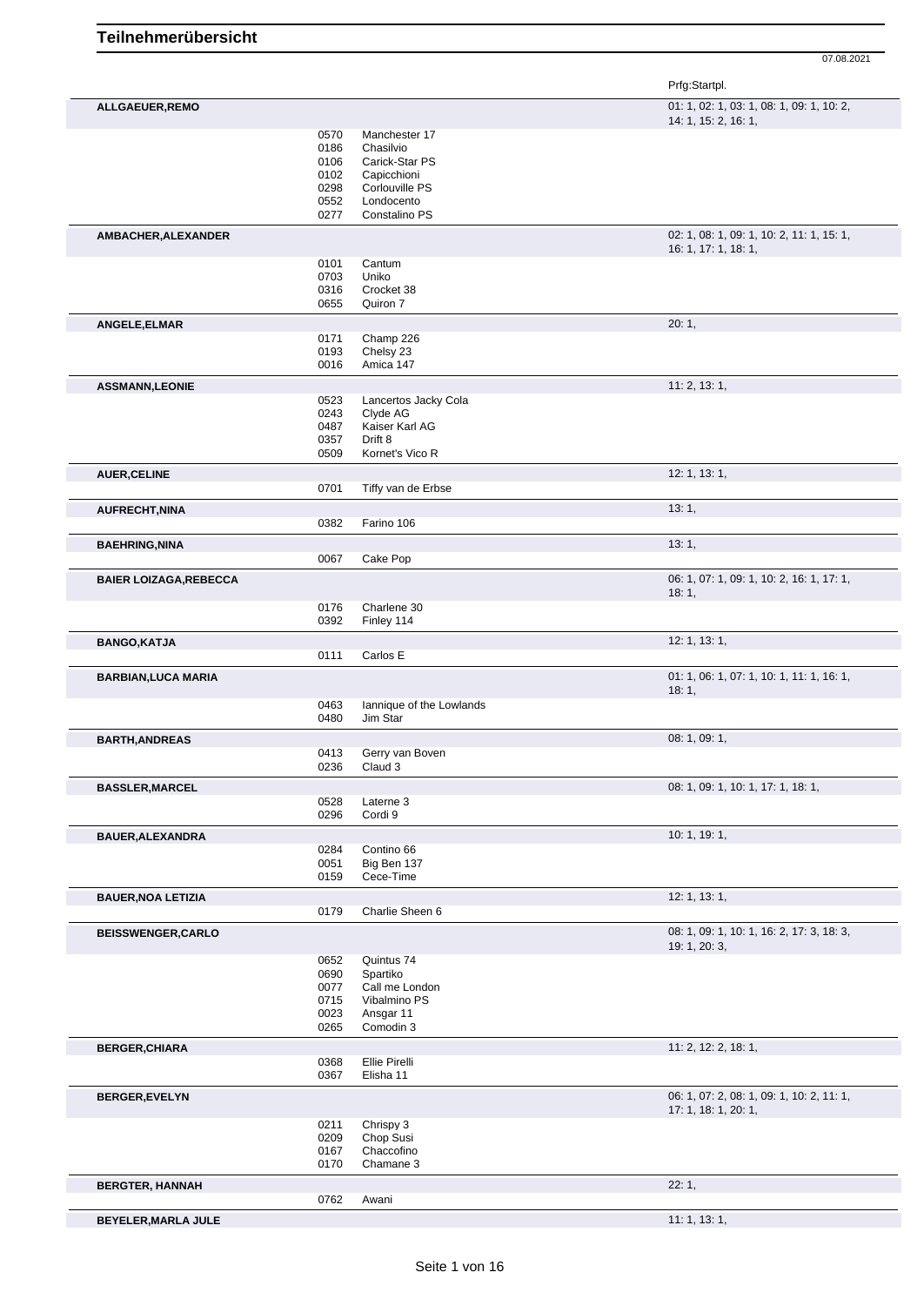# Teilnehmerübersicht

07.08.2021

| Reiter | Nr. | Pferd | Prfg:Startpl. |
|---|---|---|---|
| **ALLGAEUER,REMO** | | | 01: 1, 02: 1, 03: 1, 08: 1, 09: 1, 10: 2, 14: 1, 15: 2, 16: 1, |
| | 0570 | Manchester 17 | |
| | 0186 | Chasilvio | |
| | 0106 | Carick-Star PS | |
| | 0102 | Capicchioni | |
| | 0298 | Corlouville PS | |
| | 0552 | Londocento | |
| | 0277 | Constalino PS | |
| **AMBACHER,ALEXANDER** | | | 02: 1, 08: 1, 09: 1, 10: 2, 11: 1, 15: 1, 16: 1, 17: 1, 18: 1, |
| | 0101 | Cantum | |
| | 0703 | Uniko | |
| | 0316 | Crocket 38 | |
| | 0655 | Quiron 7 | |
| **ANGELE,ELMAR** | | | 20: 1, |
| | 0171 | Champ 226 | |
| | 0193 | Chelsy 23 | |
| | 0016 | Amica 147 | |
| **ASSMANN,LEONIE** | | | 11: 2, 13: 1, |
| | 0523 | Lancertos Jacky Cola | |
| | 0243 | Clyde AG | |
| | 0487 | Kaiser Karl AG | |
| | 0357 | Drift 8 | |
| | 0509 | Kornet's Vico R | |
| **AUER,CELINE** | | | 12: 1, 13: 1, |
| | 0701 | Tiffy van de Erbse | |
| **AUFRECHT,NINA** | | | 13: 1, |
| | 0382 | Farino 106 | |
| **BAEHRING,NINA** | | | 13: 1, |
| | 0067 | Cake Pop | |
| **BAIER LOIZAGA,REBECCA** | | | 06: 1, 07: 1, 09: 1, 10: 2, 16: 1, 17: 1, 18: 1, |
| | 0176 | Charlene 30 | |
| | 0392 | Finley 114 | |
| **BANGO,KATJA** | | | 12: 1, 13: 1, |
| | 0111 | Carlos E | |
| **BARBIAN,LUCA MARIA** | | | 01: 1, 06: 1, 07: 1, 10: 1, 11: 1, 16: 1, 18: 1, |
| | 0463 | Iannique of the Lowlands | |
| | 0480 | Jim Star | |
| **BARTH,ANDREAS** | | | 08: 1, 09: 1, |
| | 0413 | Gerry van Boven | |
| | 0236 | Claud 3 | |
| **BASSLER,MARCEL** | | | 08: 1, 09: 1, 10: 1, 17: 1, 18: 1, |
| | 0528 | Laterne 3 | |
| | 0296 | Cordi 9 | |
| **BAUER,ALEXANDRA** | | | 10: 1, 19: 1, |
| | 0284 | Contino 66 | |
| | 0051 | Big Ben 137 | |
| | 0159 | Cece-Time | |
| **BAUER,NOA LETIZIA** | | | 12: 1, 13: 1, |
| | 0179 | Charlie Sheen 6 | |
| **BEISSWENGER,CARLO** | | | 08: 1, 09: 1, 10: 1, 16: 2, 17: 3, 18: 3, 19: 1, 20: 3, |
| | 0652 | Quintus 74 | |
| | 0690 | Spartiko | |
| | 0077 | Call me London | |
| | 0715 | Vibalmino PS | |
| | 0023 | Ansgar 11 | |
| | 0265 | Comodin 3 | |
| **BERGER,CHIARA** | | | 11: 2, 12: 2, 18: 1, |
| | 0368 | Ellie Pirelli | |
| | 0367 | Elisha 11 | |
| **BERGER,EVELYN** | | | 06: 1, 07: 2, 08: 1, 09: 1, 10: 2, 11: 1, 17: 1, 18: 1, 20: 1, |
| | 0211 | Chrispy 3 | |
| | 0209 | Chop Susi | |
| | 0167 | Chaccofino | |
| | 0170 | Chamane 3 | |
| **BERGTER, HANNAH** | | | 22: 1, |
| | 0762 | Awani | |
| **BEYELER,MARLA JULE** | | | 11: 1, 13: 1, |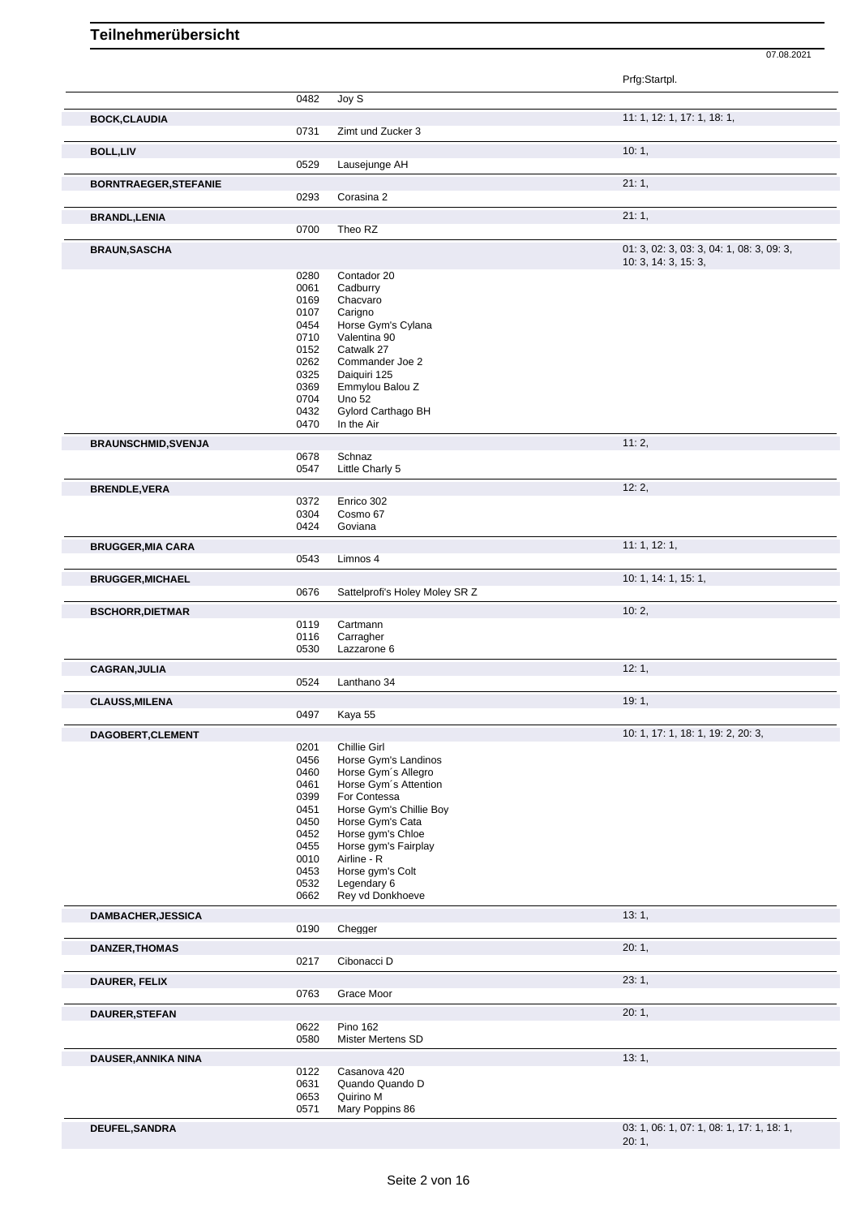# Teilnehmerübersicht

07.08.2021

| | | | Prfg:Startpl. |
|---|---|---|---|
| | 0482 | Joy S | |
| **BOCK,CLAUDIA** | | | 11: 1, 12: 1, 17: 1, 18: 1, |
| | 0731 | Zimt und Zucker 3 | |
| **BOLL,LIV** | | | 10: 1, |
| | 0529 | Lausejunge AH | |
| **BORNTRAEGER,STEFANIE** | | | 21: 1, |
| | 0293 | Corasina 2 | |
| **BRANDL,LENIA** | | | 21: 1, |
| | 0700 | Theo RZ | |
| **BRAUN,SASCHA** | | | 01: 3, 02: 3, 03: 3, 04: 1, 08: 3, 09: 3, 10: 3, 14: 3, 15: 3, |
| | 0280 | Contador 20 | |
| | 0061 | Cadburry | |
| | 0169 | Chacvaro | |
| | 0107 | Carigno | |
| | 0454 | Horse Gym's Cylana | |
| | 0710 | Valentina 90 | |
| | 0152 | Catwalk 27 | |
| | 0262 | Commander Joe 2 | |
| | 0325 | Daiquiri 125 | |
| | 0369 | Emmylou Balou Z | |
| | 0704 | Uno 52 | |
| | 0432 | Gylord Carthago BH | |
| | 0470 | In the Air | |
| **BRAUNSCHMID,SVENJA** | | | 11: 2, |
| | 0678 | Schnaz | |
| | 0547 | Little Charly 5 | |
| **BRENDLE,VERA** | | | 12: 2, |
| | 0372 | Enrico 302 | |
| | 0304 | Cosmo 67 | |
| | 0424 | Goviana | |
| **BRUGGER,MIA CARA** | | | 11: 1, 12: 1, |
| | 0543 | Limnos 4 | |
| **BRUGGER,MICHAEL** | | | 10: 1, 14: 1, 15: 1, |
| | 0676 | Sattelprofi's Holey Moley SR Z | |
| **BSCHORR,DIETMAR** | | | 10: 2, |
| | 0119 | Cartmann | |
| | 0116 | Carragher | |
| | 0530 | Lazzarone 6 | |
| **CAGRAN,JULIA** | | | 12: 1, |
| | 0524 | Lanthano 34 | |
| **CLAUSS,MILENA** | | | 19: 1, |
| | 0497 | Kaya 55 | |
| **DAGOBERT,CLEMENT** | | | 10: 1, 17: 1, 18: 1, 19: 2, 20: 3, |
| | 0201 | Chillie Girl | |
| | 0456 | Horse Gym's Landinos | |
| | 0460 | Horse Gym´s Allegro | |
| | 0461 | Horse Gym´s Attention | |
| | 0399 | For Contessa | |
| | 0451 | Horse Gym's Chillie Boy | |
| | 0450 | Horse Gym's Cata | |
| | 0452 | Horse gym's Chloe | |
| | 0455 | Horse gym's Fairplay | |
| | 0010 | Airline - R | |
| | 0453 | Horse gym's Colt | |
| | 0532 | Legendary 6 | |
| | 0662 | Rey vd Donkhoeve | |
| **DAMBACHER,JESSICA** | | | 13: 1, |
| | 0190 | Chegger | |
| **DANZER,THOMAS** | | | 20: 1, |
| | 0217 | Cibonacci D | |
| **DAURER, FELIX** | | | 23: 1, |
| | 0763 | Grace Moor | |
| **DAURER,STEFAN** | | | 20: 1, |
| | 0622 | Pino 162 | |
| | 0580 | Mister Mertens SD | |
| **DAUSER,ANNIKA NINA** | | | 13: 1, |
| | 0122 | Casanova 420 | |
| | 0631 | Quando Quando D | |
| | 0653 | Quirino M | |
| | 0571 | Mary Poppins 86 | |
| **DEUFEL,SANDRA** | | | 03: 1, 06: 1, 07: 1, 08: 1, 17: 1, 18: 1, 20: 1, |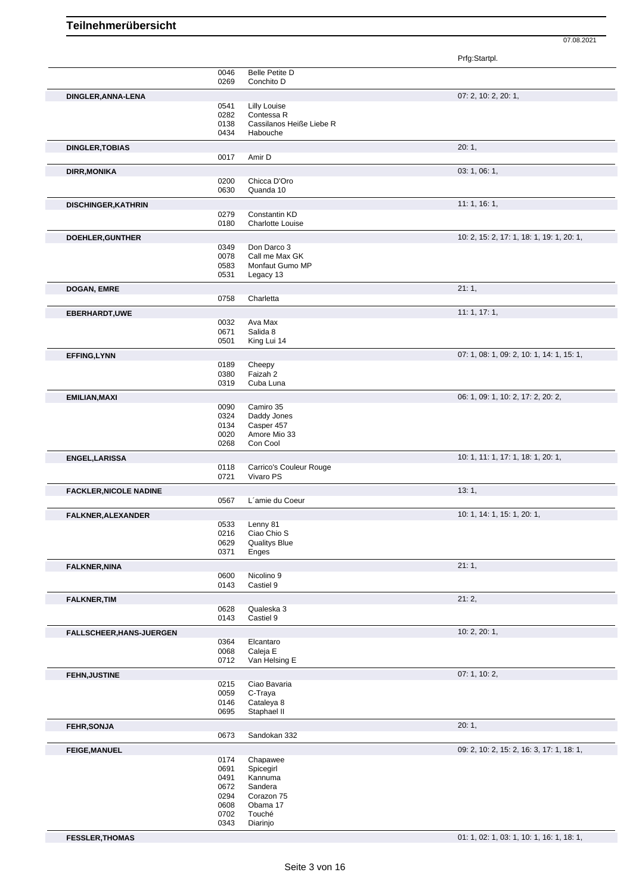# Teilnehmerübersicht

07.08.2021

| | | | Prfg:Startpl. |
|---|---|---|---|
| | 0046 | Belle Petite D | |
| | 0269 | Conchito D | |
| **DINGLER,ANNA-LENA** | | | 07: 2, 10: 2, 20: 1, |
| | 0541 | Lilly Louise | |
| | 0282 | Contessa R | |
| | 0138 | Cassilanos Heiße Liebe R | |
| | 0434 | Habouche | |
| **DINGLER,TOBIAS** | | | 20: 1, |
| | 0017 | Amir D | |
| **DIRR,MONIKA** | | | 03: 1, 06: 1, |
| | 0200 | Chicca D'Oro | |
| | 0630 | Quanda 10 | |
| **DISCHINGER,KATHRIN** | | | 11: 1, 16: 1, |
| | 0279 | Constantin KD | |
| | 0180 | Charlotte Louise | |
| **DOEHLER,GUNTHER** | | | 10: 2, 15: 2, 17: 1, 18: 1, 19: 1, 20: 1, |
| | 0349 | Don Darco 3 | |
| | 0078 | Call me Max GK | |
| | 0583 | Monfaut Gumo MP | |
| | 0531 | Legacy 13 | |
| **DOGAN, EMRE** | | | 21: 1, |
| | 0758 | Charletta | |
| **EBERHARDT,UWE** | | | 11: 1, 17: 1, |
| | 0032 | Ava Max | |
| | 0671 | Salida 8 | |
| | 0501 | King Lui 14 | |
| **EFFING,LYNN** | | | 07: 1, 08: 1, 09: 2, 10: 1, 14: 1, 15: 1, |
| | 0189 | Cheepy | |
| | 0380 | Faizah 2 | |
| | 0319 | Cuba Luna | |
| **EMILIAN,MAXI** | | | 06: 1, 09: 1, 10: 2, 17: 2, 20: 2, |
| | 0090 | Camiro 35 | |
| | 0324 | Daddy Jones | |
| | 0134 | Casper 457 | |
| | 0020 | Amore Mio 33 | |
| | 0268 | Con Cool | |
| **ENGEL,LARISSA** | | | 10: 1, 11: 1, 17: 1, 18: 1, 20: 1, |
| | 0118 | Carrico's Couleur Rouge | |
| | 0721 | Vivaro PS | |
| **FACKLER,NICOLE NADINE** | | | 13: 1, |
| | 0567 | L´amie du Coeur | |
| **FALKNER,ALEXANDER** | | | 10: 1, 14: 1, 15: 1, 20: 1, |
| | 0533 | Lenny 81 | |
| | 0216 | Ciao Chio S | |
| | 0629 | Qualitys Blue | |
| | 0371 | Enges | |
| **FALKNER,NINA** | | | 21: 1, |
| | 0600 | Nicolino 9 | |
| | 0143 | Castiel 9 | |
| **FALKNER,TIM** | | | 21: 2, |
| | 0628 | Qualeska 3 | |
| | 0143 | Castiel 9 | |
| **FALLSCHEER,HANS-JUERGEN** | | | 10: 2, 20: 1, |
| | 0364 | Elcantaro | |
| | 0068 | Caleja E | |
| | 0712 | Van Helsing E | |
| **FEHN,JUSTINE** | | | 07: 1, 10: 2, |
| | 0215 | Ciao Bavaria | |
| | 0059 | C-Traya | |
| | 0146 | Cataleya 8 | |
| | 0695 | Staphael II | |
| **FEHR,SONJA** | | | 20: 1, |
| | 0673 | Sandokan 332 | |
| **FEIGE,MANUEL** | | | 09: 2, 10: 2, 15: 2, 16: 3, 17: 1, 18: 1, |
| | 0174 | Chapawee | |
| | 0691 | Spicegirl | |
| | 0491 | Kannuma | |
| | 0672 | Sandera | |
| | 0294 | Corazon 75 | |
| | 0608 | Obama 17 | |
| | 0702 | Touché | |
| | 0343 | Diarinjo | |
| **FESSLER,THOMAS** | | | 01: 1, 02: 1, 03: 1, 10: 1, 16: 1, 18: 1, |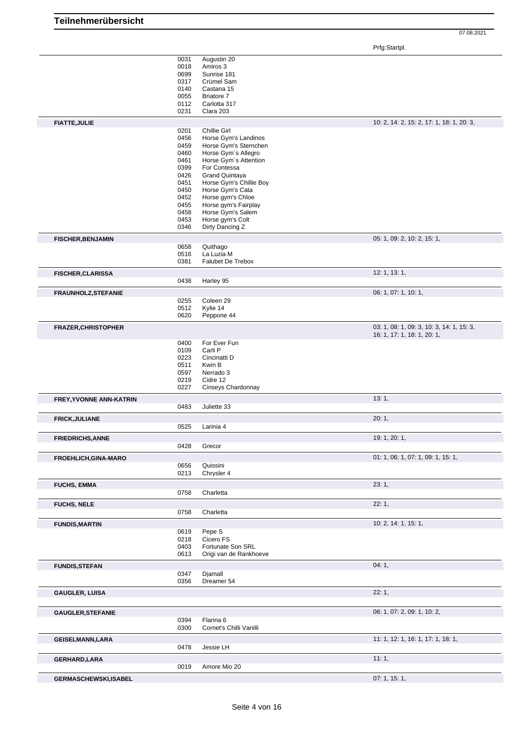# Teilnehmerübersicht

07.08.2021

| | | | Prfg:Startpl. |
|---|---|---|---|
| | 0031 | Augustin 20 | |
| | 0018 | Amiros 3 | |
| | 0699 | Sunrise 181 | |
| | 0317 | Crümel Sam | |
| | 0140 | Castana 15 | |
| | 0055 | Briatore 7 | |
| | 0112 | Carlotta 317 | |
| | 0231 | Clara 203 | |
| **FIATTE,JULIE** | | | 10: 2, 14: 2, 15: 2, 17: 1, 18: 1, 20: 3, |
| | 0201 | Chillie Girl | |
| | 0456 | Horse Gym's Landinos | |
| | 0459 | Horse Gym's Sternchen | |
| | 0460 | Horse Gym´s Allegro | |
| | 0461 | Horse Gym´s Attention | |
| | 0399 | For Contessa | |
| | 0426 | Grand Quintaya | |
| | 0451 | Horse Gym's Chillie Boy | |
| | 0450 | Horse Gym's Cata | |
| | 0452 | Horse gym's Chloe | |
| | 0455 | Horse gym's Fairplay | |
| | 0458 | Horse Gym's Salem | |
| | 0453 | Horse gym's Colt | |
| | 0346 | Dirty Dancing Z | |
| **FISCHER,BENJAMIN** | | | 05: 1, 09: 2, 10: 2, 15: 1, |
| | 0658 | Quithago | |
| | 0516 | La Luzia M | |
| | 0381 | Falubet De Trebox | |
| **FISCHER,CLARISSA** | | | 12: 1, 13: 1, |
| | 0438 | Harley 95 | |
| **FRAUNHOLZ,STEFANIE** | | | 06: 1, 07: 1, 10: 1, |
| | 0255 | Coleen 29 | |
| | 0512 | Kylie 14 | |
| | 0620 | Peppone 44 | |
| **FRAZER,CHRISTOPHER** | | | 03: 1, 08: 1, 09: 3, 10: 3, 14: 1, 15: 3, 16: 1, 17: 1, 18: 1, 20: 1, |
| | 0400 | For Ever Fun | |
| | 0109 | Carli P | |
| | 0223 | Cincinatti D | |
| | 0511 | Kwin B | |
| | 0597 | Nerrado 3 | |
| | 0219 | Cidre 12 | |
| | 0227 | Cinseys Chardonnay | |
| **FREY,YVONNE ANN-KATRIN** | | | 13: 1, |
| | 0483 | Juliette 33 | |
| **FRICK,JULIANE** | | | 20: 1, |
| | 0525 | Larinia 4 | |
| **FRIEDRICHS,ANNE** | | | 19: 1, 20: 1, |
| | 0428 | Grecor | |
| **FROEHLICH,GINA-MARO** | | | 01: 1, 06: 1, 07: 1, 09: 1, 15: 1, |
| | 0656 | Quissini | |
| | 0213 | Chrysler 4 | |
| **FUCHS, EMMA** | | | 23: 1, |
| | 0758 | Charletta | |
| **FUCHS, NELE** | | | 22: 1, |
| | 0758 | Charletta | |
| **FUNDIS,MARTIN** | | | 10: 2, 14: 1, 15: 1, |
| | 0619 | Pepe S | |
| | 0218 | Cicero FS | |
| | 0403 | Fortunate Son SRL | |
| | 0613 | Origi van de Rankhoeve | |
| **FUNDIS,STEFAN** | | | 04: 1, |
| | 0347 | Djamall | |
| | 0356 | Dreamer 54 | |
| **GAUGLER, LUISA** | | | 22: 1, |
| **GAUGLER,STEFANIE** | | | 06: 1, 07: 2, 09: 1, 10: 2, |
| | 0394 | Flarina 6 | |
| | 0300 | Cornet's Chilli Vanilli | |
| **GEISELMANN,LARA** | | | 11: 1, 12: 1, 16: 1, 17: 1, 18: 1, |
| | 0478 | Jessie LH | |
| **GERHARD,LARA** | | | 11: 1, |
| | 0019 | Amore Mio 20 | |
| **GERMASCHEWSKI,ISABEL** | | | 07: 1, 15: 1, |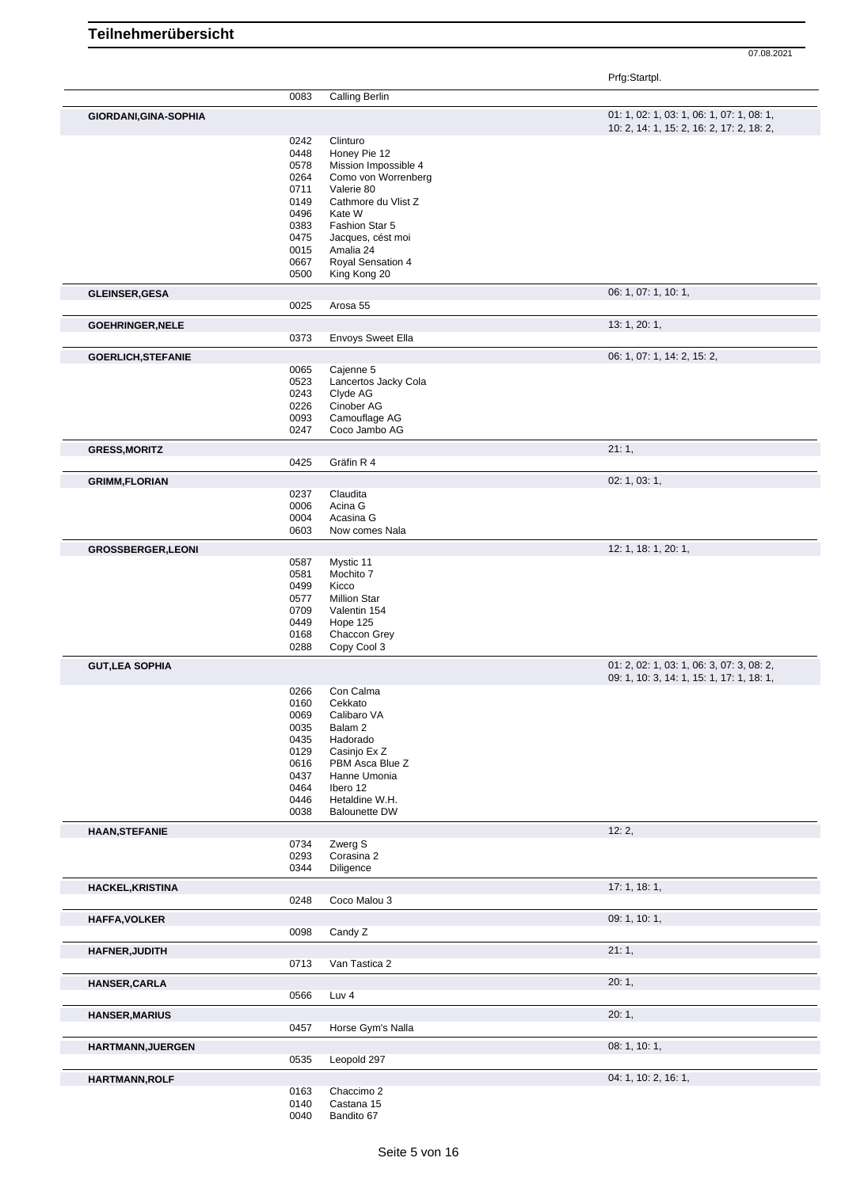# Teilnehmerübersicht

07.08.2021

| | | | Prfg:Startpl. |
|---|---|---|---|
| | 0083 | Calling Berlin | |
| **GIORDANI,GINA-SOPHIA** | | | 01: 1, 02: 1, 03: 1, 06: 1, 07: 1, 08: 1, 10: 2, 14: 1, 15: 2, 16: 2, 17: 2, 18: 2, |
| | 0242 | Clinturo | |
| | 0448 | Honey Pie 12 | |
| | 0578 | Mission Impossible 4 | |
| | 0264 | Como von Worrenberg | |
| | 0711 | Valerie 80 | |
| | 0149 | Cathmore du Vlist Z | |
| | 0496 | Kate W | |
| | 0383 | Fashion Star 5 | |
| | 0475 | Jacques, cést moi | |
| | 0015 | Amalia 24 | |
| | 0667 | Royal Sensation 4 | |
| | 0500 | King Kong 20 | |
| **GLEINSER,GESA** | | | 06: 1, 07: 1, 10: 1, |
| | 0025 | Arosa 55 | |
| **GOEHRINGER,NELE** | | | 13: 1, 20: 1, |
| | 0373 | Envoys Sweet Ella | |
| **GOERLICH,STEFANIE** | | | 06: 1, 07: 1, 14: 2, 15: 2, |
| | 0065 | Cajenne 5 | |
| | 0523 | Lancertos Jacky Cola | |
| | 0243 | Clyde AG | |
| | 0226 | Cinober AG | |
| | 0093 | Camouflage AG | |
| | 0247 | Coco Jambo AG | |
| **GRESS,MORITZ** | | | 21: 1, |
| | 0425 | Gräfin R 4 | |
| **GRIMM,FLORIAN** | | | 02: 1, 03: 1, |
| | 0237 | Claudita | |
| | 0006 | Acina G | |
| | 0004 | Acasina G | |
| | 0603 | Now comes Nala | |
| **GROSSBERGER,LEONI** | | | 12: 1, 18: 1, 20: 1, |
| | 0587 | Mystic 11 | |
| | 0581 | Mochito 7 | |
| | 0499 | Kicco | |
| | 0577 | Million Star | |
| | 0709 | Valentin 154 | |
| | 0449 | Hope 125 | |
| | 0168 | Chaccon Grey | |
| | 0288 | Copy Cool 3 | |
| **GUT,LEA SOPHIA** | | | 01: 2, 02: 1, 03: 1, 06: 3, 07: 3, 08: 2, 09: 1, 10: 3, 14: 1, 15: 1, 17: 1, 18: 1, |
| | 0266 | Con Calma | |
| | 0160 | Cekkato | |
| | 0069 | Calibaro VA | |
| | 0035 | Balam 2 | |
| | 0435 | Hadorado | |
| | 0129 | Casinjo Ex Z | |
| | 0616 | PBM Asca Blue Z | |
| | 0437 | Hanne Umonia | |
| | 0464 | Ibero 12 | |
| | 0446 | Hetaldine W.H. | |
| | 0038 | Balounette DW | |
| **HAAN,STEFANIE** | | | 12: 2, |
| | 0734 | Zwerg S | |
| | 0293 | Corasina 2 | |
| | 0344 | Diligence | |
| **HACKEL,KRISTINA** | | | 17: 1, 18: 1, |
| | 0248 | Coco Malou 3 | |
| **HAFFA,VOLKER** | | | 09: 1, 10: 1, |
| | 0098 | Candy Z | |
| **HAFNER,JUDITH** | | | 21: 1, |
| | 0713 | Van Tastica 2 | |
| **HANSER,CARLA** | | | 20: 1, |
| | 0566 | Luv 4 | |
| **HANSER,MARIUS** | | | 20: 1, |
| | 0457 | Horse Gym's Nalla | |
| **HARTMANN,JUERGEN** | | | 08: 1, 10: 1, |
| | 0535 | Leopold 297 | |
| **HARTMANN,ROLF** | | | 04: 1, 10: 2, 16: 1, |
| | 0163 | Chaccimo 2 | |
| | 0140 | Castana 15 | |
| | 0040 | Bandito 67 | |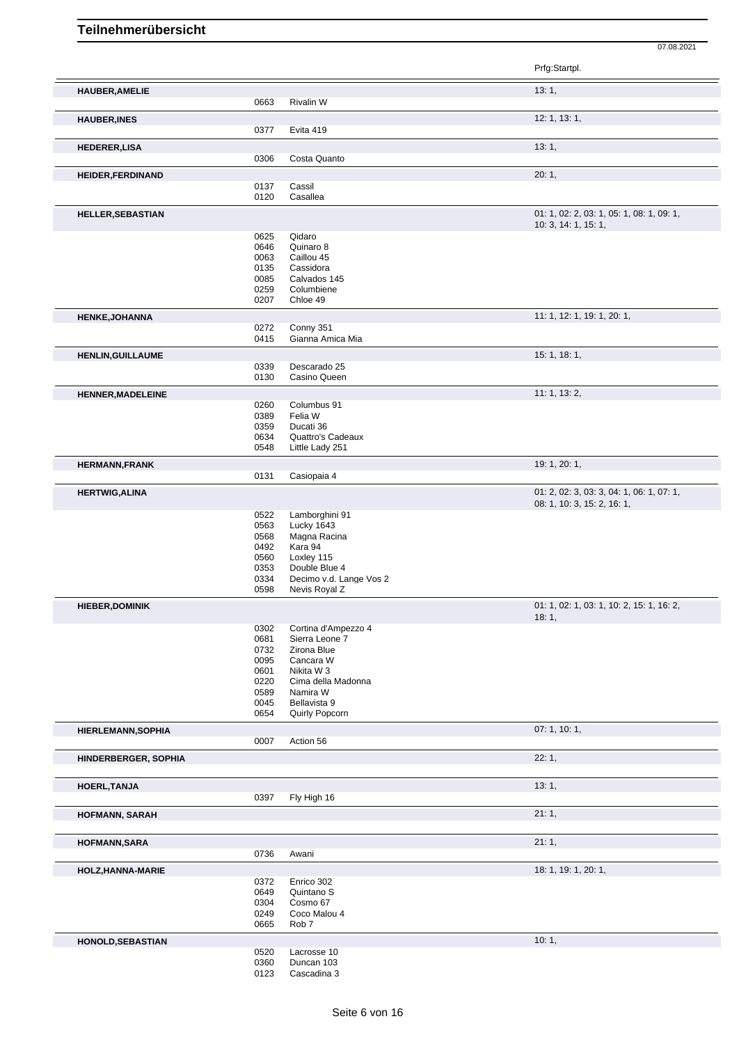# Teilnehmerübersicht

07.08.2021

| | | | Prfg:Startpl. |
|---|---|---|---|
| **HAUBER,AMELIE** | | | 13: 1, |
| | 0663 | Rivalin W | |
| **HAUBER,INES** | | | 12: 1, 13: 1, |
| | 0377 | Evita 419 | |
| **HEDERER,LISA** | | | 13: 1, |
| | 0306 | Costa Quanto | |
| **HEIDER,FERDINAND** | | | 20: 1, |
| | 0137 | Cassil | |
| | 0120 | Casallea | |
| **HELLER,SEBASTIAN** | | | 01: 1, 02: 2, 03: 1, 05: 1, 08: 1, 09: 1, 10: 3, 14: 1, 15: 1, |
| | 0625 | Qidaro | |
| | 0646 | Quinaro 8 | |
| | 0063 | Caillou 45 | |
| | 0135 | Cassidora | |
| | 0085 | Calvados 145 | |
| | 0259 | Columbiene | |
| | 0207 | Chloe 49 | |
| **HENKE,JOHANNA** | | | 11: 1, 12: 1, 19: 1, 20: 1, |
| | 0272 | Conny 351 | |
| | 0415 | Gianna Amica Mia | |
| **HENLIN,GUILLAUME** | | | 15: 1, 18: 1, |
| | 0339 | Descarado 25 | |
| | 0130 | Casino Queen | |
| **HENNER,MADELEINE** | | | 11: 1, 13: 2, |
| | 0260 | Columbus 91 | |
| | 0389 | Felia W | |
| | 0359 | Ducati 36 | |
| | 0634 | Quattro's Cadeaux | |
| | 0548 | Little Lady 251 | |
| **HERMANN,FRANK** | | | 19: 1, 20: 1, |
| | 0131 | Casiopaia 4 | |
| **HERTWIG,ALINA** | | | 01: 2, 02: 3, 03: 3, 04: 1, 06: 1, 07: 1, 08: 1, 10: 3, 15: 2, 16: 1, |
| | 0522 | Lamborghini 91 | |
| | 0563 | Lucky 1643 | |
| | 0568 | Magna Racina | |
| | 0492 | Kara 94 | |
| | 0560 | Loxley 115 | |
| | 0353 | Double Blue 4 | |
| | 0334 | Decimo v.d. Lange Vos 2 | |
| | 0598 | Nevis Royal Z | |
| **HIEBER,DOMINIK** | | | 01: 1, 02: 1, 03: 1, 10: 2, 15: 1, 16: 2, 18: 1, |
| | 0302 | Cortina d'Ampezzo 4 | |
| | 0681 | Sierra Leone 7 | |
| | 0732 | Zirona Blue | |
| | 0095 | Cancara W | |
| | 0601 | Nikita W 3 | |
| | 0220 | Cima della Madonna | |
| | 0589 | Namira W | |
| | 0045 | Bellavista 9 | |
| | 0654 | Quirly Popcorn | |
| **HIERLEMANN,SOPHIA** | | | 07: 1, 10: 1, |
| | 0007 | Action 56 | |
| **HINDERBERGER, SOPHIA** | | | 22: 1, |
| **HOERL,TANJA** | | | 13: 1, |
| | 0397 | Fly High 16 | |
| **HOFMANN, SARAH** | | | 21: 1, |
| **HOFMANN,SARA** | | | 21: 1, |
| | 0736 | Awani | |
| **HOLZ,HANNA-MARIE** | | | 18: 1, 19: 1, 20: 1, |
| | 0372 | Enrico 302 | |
| | 0649 | Quintano S | |
| | 0304 | Cosmo 67 | |
| | 0249 | Coco Malou 4 | |
| | 0665 | Rob 7 | |
| **HONOLD,SEBASTIAN** | | | 10: 1, |
| | 0520 | Lacrosse 10 | |
| | 0360 | Duncan 103 | |
| | 0123 | Cascadina 3 | |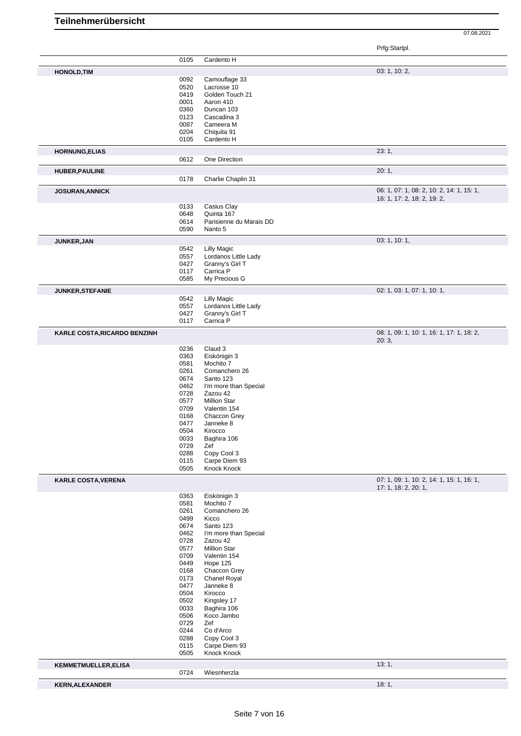# Teilnehmerübersicht

07.08.2021

| | | | Prfg:Startpl. |
|---|---|---|---|
| | 0105 | Cardento H | |
| **HONOLD,TIM** | | | 03: 1, 10: 2, |
| | 0092 | Camouflage 33 | |
| | 0520 | Lacrosse 10 | |
| | 0419 | Golden Touch 21 | |
| | 0001 | Aaron 410 | |
| | 0360 | Duncan 103 | |
| | 0123 | Cascadina 3 | |
| | 0087 | Cameera M | |
| | 0204 | Chiquita 91 | |
| | 0105 | Cardento H | |
| **HORNUNG,ELIAS** | | | 23: 1, |
| | 0612 | One Direction | |
| **HUBER,PAULINE** | | | 20: 1, |
| | 0178 | Charlie Chaplin 31 | |
| **JOSURAN,ANNICK** | | | 06: 1, 07: 1, 08: 2, 10: 2, 14: 1, 15: 1, 16: 1, 17: 2, 18: 2, 19: 2, |
| | 0133 | Casius Clay | |
| | 0648 | Quinta 167 | |
| | 0614 | Parisienne du Marais DD | |
| | 0590 | Nanto 5 | |
| **JUNKER,JAN** | | | 03: 1, 10: 1, |
| | 0542 | Lilly Magic | |
| | 0557 | Lordanos Little Lady | |
| | 0427 | Granny's Girl T | |
| | 0117 | Carrica P | |
| | 0585 | My Precious G | |
| **JUNKER,STEFANIE** | | | 02: 1, 03: 1, 07: 1, 10: 1, |
| | 0542 | Lilly Magic | |
| | 0557 | Lordanos Little Lady | |
| | 0427 | Granny's Girl T | |
| | 0117 | Carrica P | |
| **KARLE COSTA,RICARDO BENZINH** | | | 08: 1, 09: 1, 10: 1, 16: 1, 17: 1, 18: 2, 20: 3, |
| | 0236 | Claud 3 | |
| | 0363 | Eiskönigin 3 | |
| | 0581 | Mochito 7 | |
| | 0261 | Comanchero 26 | |
| | 0674 | Santo 123 | |
| | 0462 | I'm more than Special | |
| | 0728 | Zazou 42 | |
| | 0577 | Million Star | |
| | 0709 | Valentin 154 | |
| | 0168 | Chaccon Grey | |
| | 0477 | Janneke 8 | |
| | 0504 | Kirocco | |
| | 0033 | Baghira 106 | |
| | 0729 | Zef | |
| | 0288 | Copy Cool 3 | |
| | 0115 | Carpe Diem 93 | |
| | 0505 | Knock Knock | |
| **KARLE COSTA,VERENA** | | | 07: 1, 09: 1, 10: 2, 14: 1, 15: 1, 16: 1, 17: 1, 18: 2, 20: 1, |
| | 0363 | Eiskönigin 3 | |
| | 0581 | Mochito 7 | |
| | 0261 | Comanchero 26 | |
| | 0499 | Kicco | |
| | 0674 | Santo 123 | |
| | 0462 | I'm more than Special | |
| | 0728 | Zazou 42 | |
| | 0577 | Million Star | |
| | 0709 | Valentin 154 | |
| | 0449 | Hope 125 | |
| | 0168 | Chaccon Grey | |
| | 0173 | Chanel Royal | |
| | 0477 | Janneke 8 | |
| | 0504 | Kirocco | |
| | 0502 | Kingsley 17 | |
| | 0033 | Baghira 106 | |
| | 0506 | Koco Jambo | |
| | 0729 | Zef | |
| | 0244 | Co d'Arco | |
| | 0288 | Copy Cool 3 | |
| | 0115 | Carpe Diem 93 | |
| | 0505 | Knock Knock | |
| **KEMMETMUELLER,ELISA** | | | 13: 1, |
| | 0724 | Wiesnherzla | |
| **KERN,ALEXANDER** | | | 18: 1, |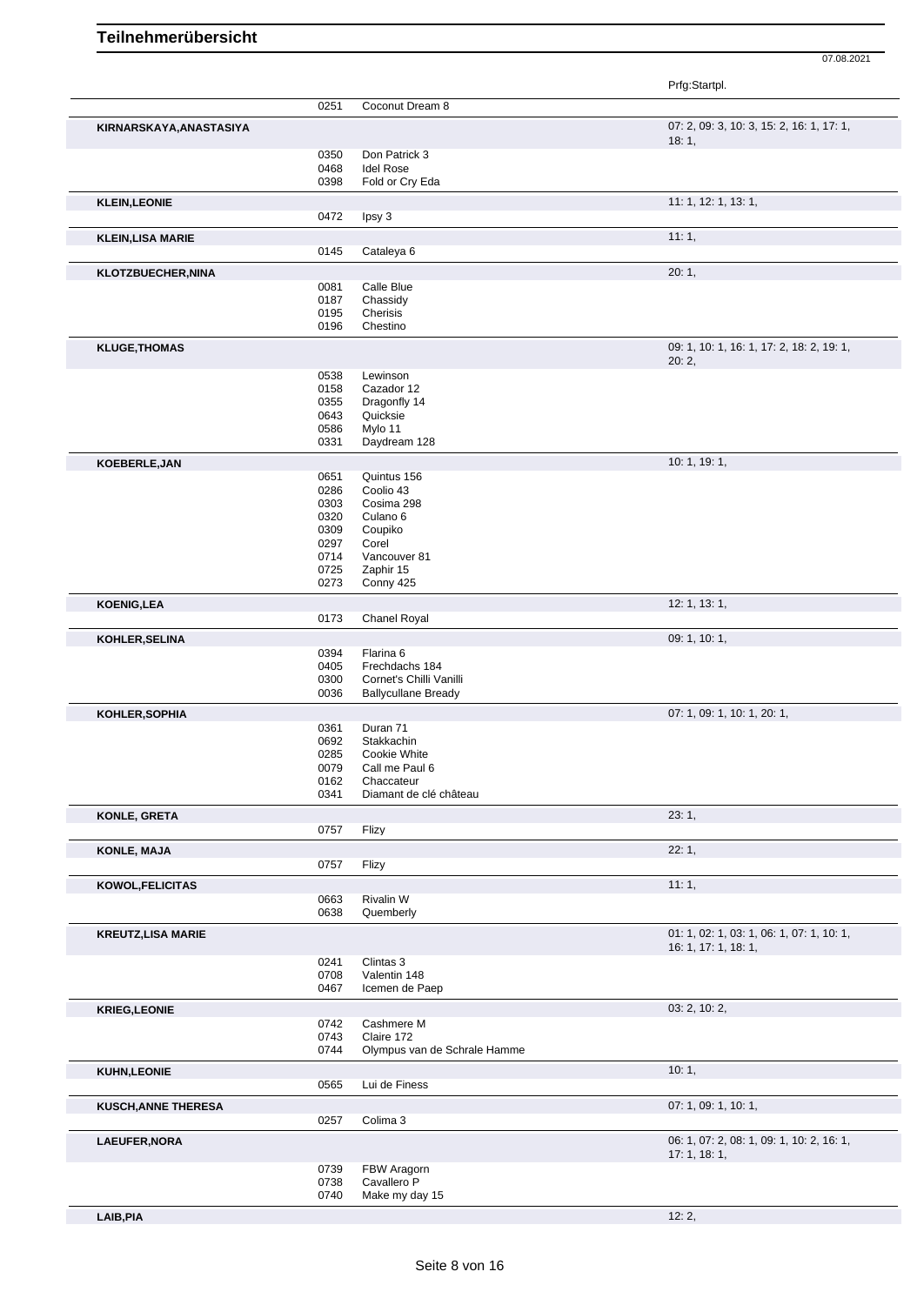# Teilnehmerübersicht

07.08.2021

| | | | Prfg:Startpl. |
|---|---|---|---|
| | 0251 | Coconut Dream 8 | |
| **KIRNARSKAYA,ANASTASIYA** | | | 07: 2, 09: 3, 10: 3, 15: 2, 16: 1, 17: 1, 18: 1, |
| | 0350 | Don Patrick 3 | |
| | 0468 | Idel Rose | |
| | 0398 | Fold or Cry Eda | |
| **KLEIN,LEONIE** | | | 11: 1, 12: 1, 13: 1, |
| | 0472 | Ipsy 3 | |
| **KLEIN,LISA MARIE** | | | 11: 1, |
| | 0145 | Cataleya 6 | |
| **KLOTZBUECHER,NINA** | | | 20: 1, |
| | 0081 | Calle Blue | |
| | 0187 | Chassidy | |
| | 0195 | Cherisis | |
| | 0196 | Chestino | |
| **KLUGE,THOMAS** | | | 09: 1, 10: 1, 16: 1, 17: 2, 18: 2, 19: 1, 20: 2, |
| | 0538 | Lewinson | |
| | 0158 | Cazador 12 | |
| | 0355 | Dragonfly 14 | |
| | 0643 | Quicksie | |
| | 0586 | Mylo 11 | |
| | 0331 | Daydream 128 | |
| **KOEBERLE,JAN** | | | 10: 1, 19: 1, |
| | 0651 | Quintus 156 | |
| | 0286 | Coolio 43 | |
| | 0303 | Cosima 298 | |
| | 0320 | Culano 6 | |
| | 0309 | Coupiko | |
| | 0297 | Corel | |
| | 0714 | Vancouver 81 | |
| | 0725 | Zaphir 15 | |
| | 0273 | Conny 425 | |
| **KOENIG,LEA** | | | 12: 1, 13: 1, |
| | 0173 | Chanel Royal | |
| **KOHLER,SELINA** | | | 09: 1, 10: 1, |
| | 0394 | Flarina 6 | |
| | 0405 | Frechdachs 184 | |
| | 0300 | Cornet's Chilli Vanilli | |
| | 0036 | Ballycullane Bready | |
| **KOHLER,SOPHIA** | | | 07: 1, 09: 1, 10: 1, 20: 1, |
| | 0361 | Duran 71 | |
| | 0692 | Stakkachin | |
| | 0285 | Cookie White | |
| | 0079 | Call me Paul 6 | |
| | 0162 | Chaccateur | |
| | 0341 | Diamant de clé château | |
| **KONLE, GRETA** | | | 23: 1, |
| | 0757 | Flizy | |
| **KONLE, MAJA** | | | 22: 1, |
| | 0757 | Flizy | |
| **KOWOL,FELICITAS** | | | 11: 1, |
| | 0663 | Rivalin W | |
| | 0638 | Quemberly | |
| **KREUTZ,LISA MARIE** | | | 01: 1, 02: 1, 03: 1, 06: 1, 07: 1, 10: 1, 16: 1, 17: 1, 18: 1, |
| | 0241 | Clintas 3 | |
| | 0708 | Valentin 148 | |
| | 0467 | Icemen de Paep | |
| **KRIEG,LEONIE** | | | 03: 2, 10: 2, |
| | 0742 | Cashmere M | |
| | 0743 | Claire 172 | |
| | 0744 | Olympus van de Schrale Hamme | |
| **KUHN,LEONIE** | | | 10: 1, |
| | 0565 | Lui de Finess | |
| **KUSCH,ANNE THERESA** | | | 07: 1, 09: 1, 10: 1, |
| | 0257 | Colima 3 | |
| **LAEUFER,NORA** | | | 06: 1, 07: 2, 08: 1, 09: 1, 10: 2, 16: 1, 17: 1, 18: 1, |
| | 0739 | FBW Aragorn | |
| | 0738 | Cavallero P | |
| | 0740 | Make my day 15 | |
| **LAIB,PIA** | | | 12: 2, |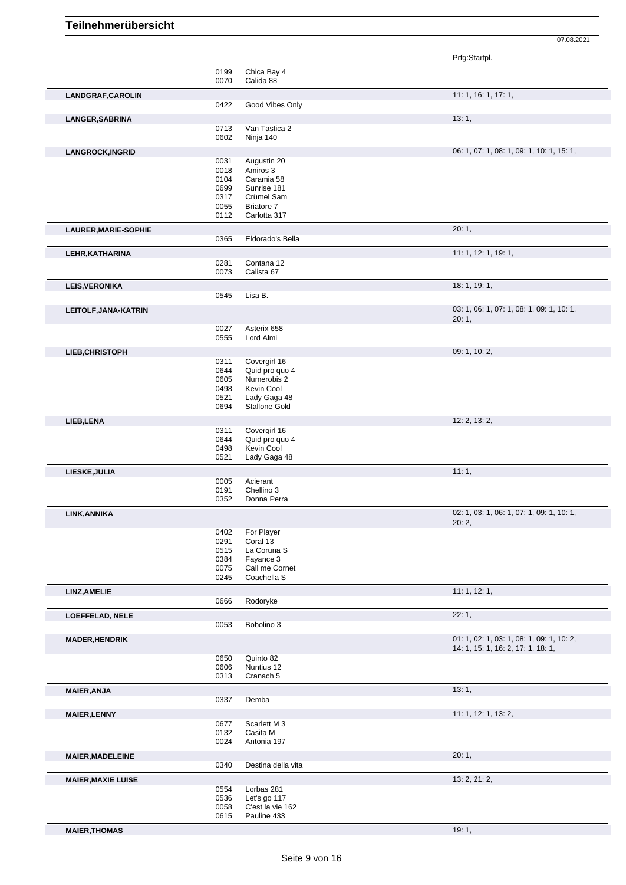# Teilnehmerübersicht

07.08.2021

| | | | Prfg:Startpl. |
|---|---|---|---|
| | 0199 | Chica Bay 4 | |
| | 0070 | Calida 88 | |
| **LANDGRAF,CAROLIN** | | | 11: 1, 16: 1, 17: 1, |
| | 0422 | Good Vibes Only | |
| **LANGER,SABRINA** | | | 13: 1, |
| | 0713 | Van Tastica 2 | |
| | 0602 | Ninja 140 | |
| **LANGROCK,INGRID** | | | 06: 1, 07: 1, 08: 1, 09: 1, 10: 1, 15: 1, |
| | 0031 | Augustin 20 | |
| | 0018 | Amiros 3 | |
| | 0104 | Caramia 58 | |
| | 0699 | Sunrise 181 | |
| | 0317 | Crümel Sam | |
| | 0055 | Briatore 7 | |
| | 0112 | Carlotta 317 | |
| **LAURER,MARIE-SOPHIE** | | | 20: 1, |
| | 0365 | Eldorado's Bella | |
| **LEHR,KATHARINA** | | | 11: 1, 12: 1, 19: 1, |
| | 0281 | Contana 12 | |
| | 0073 | Calista 67 | |
| **LEIS,VERONIKA** | | | 18: 1, 19: 1, |
| | 0545 | Lisa B. | |
| **LEITOLF,JANA-KATRIN** | | | 03: 1, 06: 1, 07: 1, 08: 1, 09: 1, 10: 1, 20: 1, |
| | 0027 | Asterix 658 | |
| | 0555 | Lord Almi | |
| **LIEB,CHRISTOPH** | | | 09: 1, 10: 2, |
| | 0311 | Covergirl 16 | |
| | 0644 | Quid pro quo 4 | |
| | 0605 | Numerobis 2 | |
| | 0498 | Kevin Cool | |
| | 0521 | Lady Gaga 48 | |
| | 0694 | Stallone Gold | |
| **LIEB,LENA** | | | 12: 2, 13: 2, |
| | 0311 | Covergirl 16 | |
| | 0644 | Quid pro quo 4 | |
| | 0498 | Kevin Cool | |
| | 0521 | Lady Gaga 48 | |
| **LIESKE,JULIA** | | | 11: 1, |
| | 0005 | Acierant | |
| | 0191 | Chellino 3 | |
| | 0352 | Donna Perra | |
| **LINK,ANNIKA** | | | 02: 1, 03: 1, 06: 1, 07: 1, 09: 1, 10: 1, 20: 2, |
| | 0402 | For Player | |
| | 0291 | Coral 13 | |
| | 0515 | La Coruna S | |
| | 0384 | Fayance 3 | |
| | 0075 | Call me Cornet | |
| | 0245 | Coachella S | |
| **LINZ,AMELIE** | | | 11: 1, 12: 1, |
| | 0666 | Rodoryke | |
| **LOEFFELAD, NELE** | | | 22: 1, |
| | 0053 | Bobolino 3 | |
| **MADER,HENDRIK** | | | 01: 1, 02: 1, 03: 1, 08: 1, 09: 1, 10: 2, 14: 1, 15: 1, 16: 2, 17: 1, 18: 1, |
| | 0650 | Quinto 82 | |
| | 0606 | Nuntius 12 | |
| | 0313 | Cranach 5 | |
| **MAIER,ANJA** | | | 13: 1, |
| | 0337 | Demba | |
| **MAIER,LENNY** | | | 11: 1, 12: 1, 13: 2, |
| | 0677 | Scarlett M 3 | |
| | 0132 | Casita M | |
| | 0024 | Antonia 197 | |
| **MAIER,MADELEINE** | | | 20: 1, |
| | 0340 | Destina della vita | |
| **MAIER,MAXIE LUISE** | | | 13: 2, 21: 2, |
| | 0554 | Lorbas 281 | |
| | 0536 | Let's go 117 | |
| | 0058 | C'est la vie 162 | |
| | 0615 | Pauline 433 | |
| **MAIER,THOMAS** | | | 19: 1, |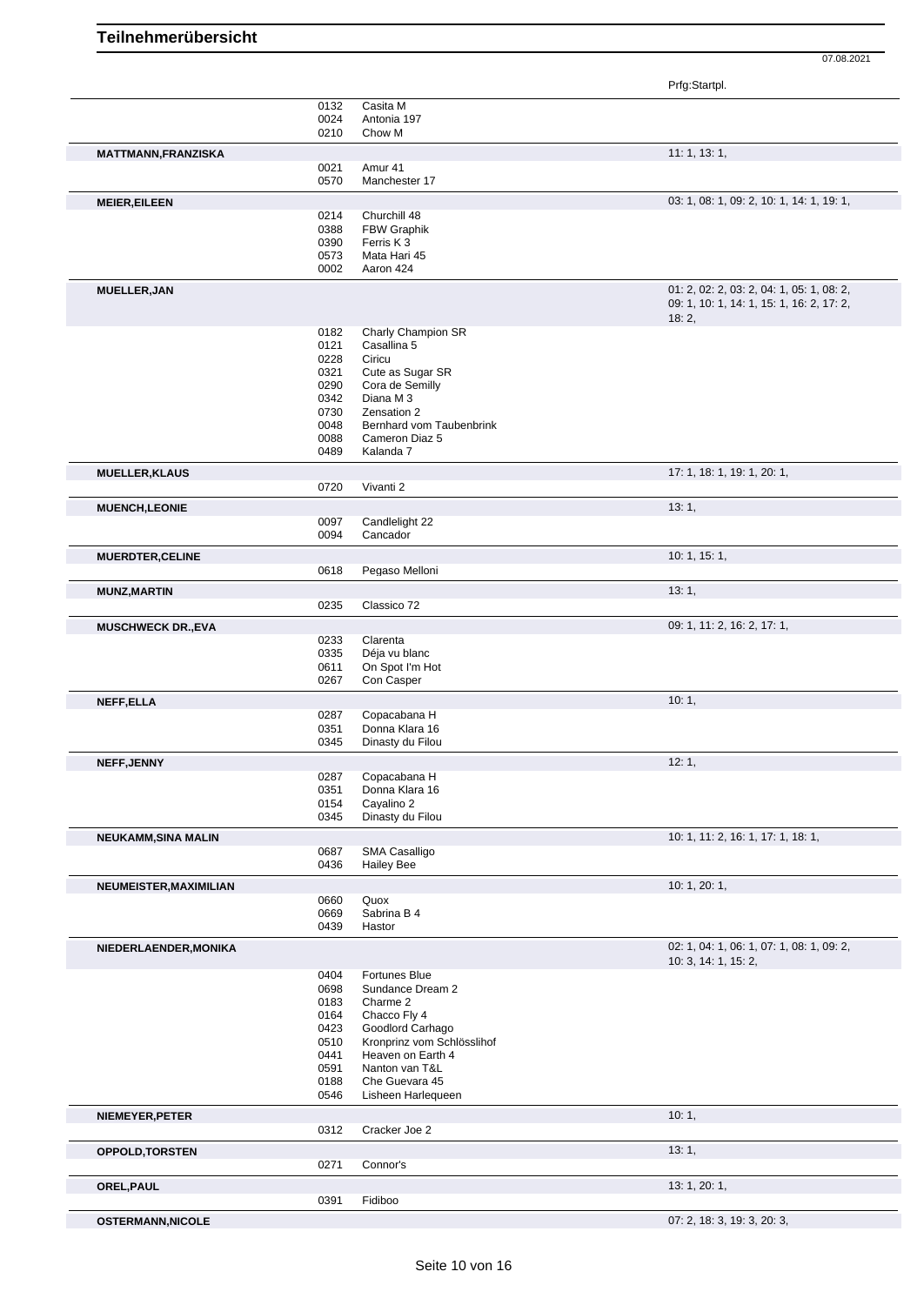# Teilnehmerübersicht

07.08.2021

| | | | Prfg:Startpl. |
|---|---|---|---|
| | 0132 | Casita M | |
| | 0024 | Antonia 197 | |
| | 0210 | Chow M | |
| **MATTMANN,FRANZISKA** | | | 11: 1, 13: 1, |
| | 0021 | Amur 41 | |
| | 0570 | Manchester 17 | |
| **MEIER,EILEEN** | | | 03: 1, 08: 1, 09: 2, 10: 1, 14: 1, 19: 1, |
| | 0214 | Churchill 48 | |
| | 0388 | FBW Graphik | |
| | 0390 | Ferris K 3 | |
| | 0573 | Mata Hari 45 | |
| | 0002 | Aaron 424 | |
| **MUELLER,JAN** | | | 01: 2, 02: 2, 03: 2, 04: 1, 05: 1, 08: 2, 09: 1, 10: 1, 14: 1, 15: 1, 16: 2, 17: 2, 18: 2, |
| | 0182 | Charly Champion SR | |
| | 0121 | Casallina 5 | |
| | 0228 | Ciricu | |
| | 0321 | Cute as Sugar SR | |
| | 0290 | Cora de Semilly | |
| | 0342 | Diana M 3 | |
| | 0730 | Zensation 2 | |
| | 0048 | Bernhard vom Taubenbrink | |
| | 0088 | Cameron Diaz 5 | |
| | 0489 | Kalanda 7 | |
| **MUELLER,KLAUS** | | | 17: 1, 18: 1, 19: 1, 20: 1, |
| | 0720 | Vivanti 2 | |
| **MUENCH,LEONIE** | | | 13: 1, |
| | 0097 | Candlelight 22 | |
| | 0094 | Cancador | |
| **MUERDTER,CELINE** | | | 10: 1, 15: 1, |
| | 0618 | Pegaso Melloni | |
| **MUNZ,MARTIN** | | | 13: 1, |
| | 0235 | Classico 72 | |
| **MUSCHWECK DR.,EVA** | | | 09: 1, 11: 2, 16: 2, 17: 1, |
| | 0233 | Clarenta | |
| | 0335 | Déja vu blanc | |
| | 0611 | On Spot I'm Hot | |
| | 0267 | Con Casper | |
| **NEFF,ELLA** | | | 10: 1, |
| | 0287 | Copacabana H | |
| | 0351 | Donna Klara 16 | |
| | 0345 | Dinasty du Filou | |
| **NEFF,JENNY** | | | 12: 1, |
| | 0287 | Copacabana H | |
| | 0351 | Donna Klara 16 | |
| | 0154 | Cayalino 2 | |
| | 0345 | Dinasty du Filou | |
| **NEUKAMM,SINA MALIN** | | | 10: 1, 11: 2, 16: 1, 17: 1, 18: 1, |
| | 0687 | SMA Casalligo | |
| | 0436 | Hailey Bee | |
| **NEUMEISTER,MAXIMILIAN** | | | 10: 1, 20: 1, |
| | 0660 | Quox | |
| | 0669 | Sabrina B 4 | |
| | 0439 | Hastor | |
| **NIEDERLAENDER,MONIKA** | | | 02: 1, 04: 1, 06: 1, 07: 1, 08: 1, 09: 2, 10: 3, 14: 1, 15: 2, |
| | 0404 | Fortunes Blue | |
| | 0698 | Sundance Dream 2 | |
| | 0183 | Charme 2 | |
| | 0164 | Chacco Fly 4 | |
| | 0423 | Goodlord Carhago | |
| | 0510 | Kronprinz vom Schlösslihof | |
| | 0441 | Heaven on Earth 4 | |
| | 0591 | Nanton van T&L | |
| | 0188 | Che Guevara 45 | |
| | 0546 | Lisheen Harlequeen | |
| **NIEMEYER,PETER** | | | 10: 1, |
| | 0312 | Cracker Joe 2 | |
| **OPPOLD,TORSTEN** | | | 13: 1, |
| | 0271 | Connor's | |
| **OREL,PAUL** | | | 13: 1, 20: 1, |
| | 0391 | Fidiboo | |
| **OSTERMANN,NICOLE** | | | 07: 2, 18: 3, 19: 3, 20: 3, |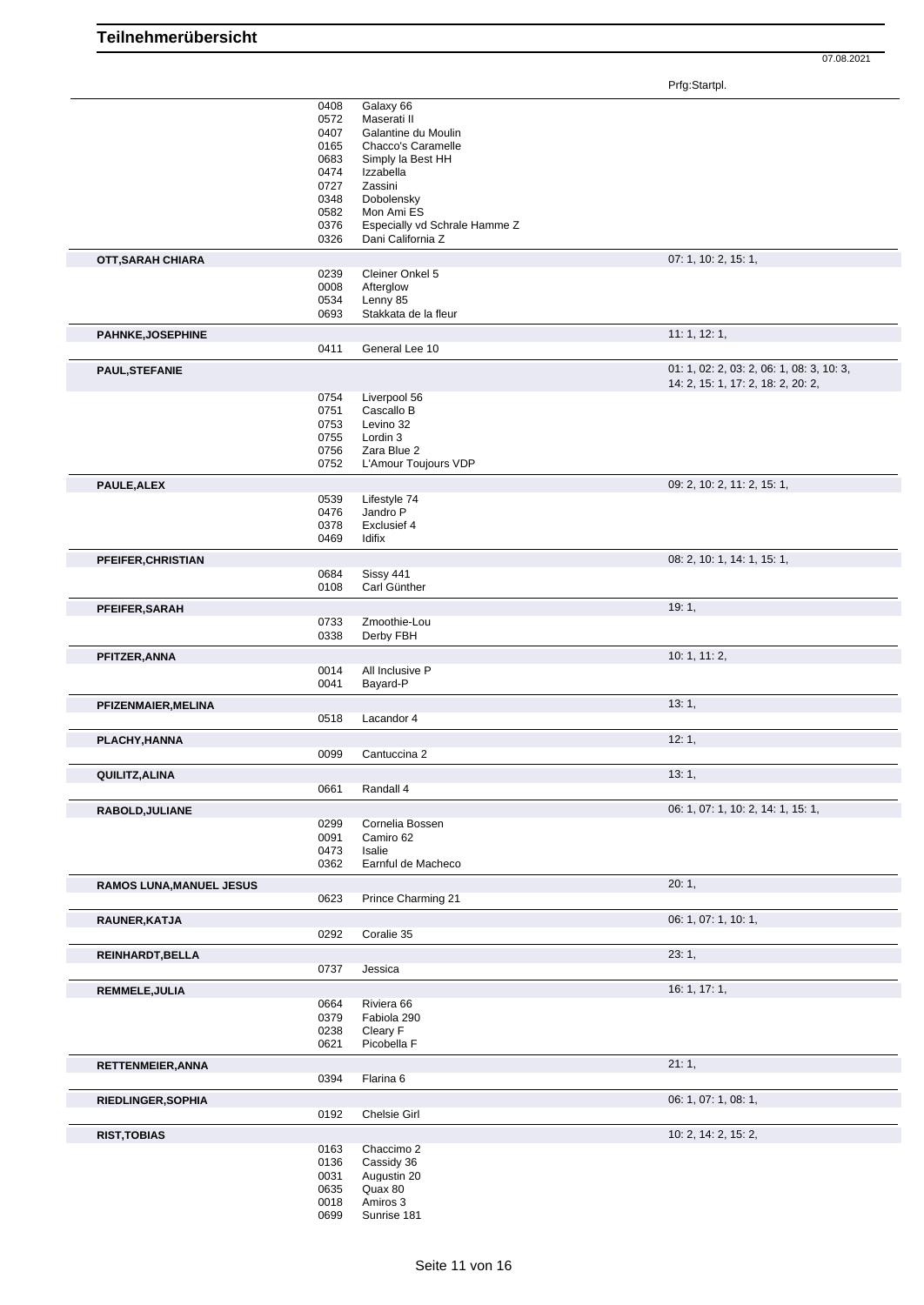# Teilnehmerübersicht

07.08.2021

| | | | Prfg:Startpl. |
|---|---|---|---|
| | 0408 | Galaxy 66 | |
| | 0572 | Maserati II | |
| | 0407 | Galantine du Moulin | |
| | 0165 | Chacco's Caramelle | |
| | 0683 | Simply la Best HH | |
| | 0474 | Izzabella | |
| | 0727 | Zassini | |
| | 0348 | Dobolensky | |
| | 0582 | Mon Ami ES | |
| | 0376 | Especially vd Schrale Hamme Z | |
| | 0326 | Dani California Z | |
| **OTT,SARAH CHIARA** | | | 07: 1, 10: 2, 15: 1, |
| | 0239 | Cleiner Onkel 5 | |
| | 0008 | Afterglow | |
| | 0534 | Lenny 85 | |
| | 0693 | Stakkata de la fleur | |
| **PAHNKE,JOSEPHINE** | | | 11: 1, 12: 1, |
| | 0411 | General Lee 10 | |
| **PAUL,STEFANIE** | | | 01: 1, 02: 2, 03: 2, 06: 1, 08: 3, 10: 3, 14: 2, 15: 1, 17: 2, 18: 2, 20: 2, |
| | 0754 | Liverpool 56 | |
| | 0751 | Cascallo B | |
| | 0753 | Levino 32 | |
| | 0755 | Lordin 3 | |
| | 0756 | Zara Blue 2 | |
| | 0752 | L'Amour Toujours VDP | |
| **PAULE,ALEX** | | | 09: 2, 10: 2, 11: 2, 15: 1, |
| | 0539 | Lifestyle 74 | |
| | 0476 | Jandro P | |
| | 0378 | Exclusief 4 | |
| | 0469 | Idifix | |
| **PFEIFER,CHRISTIAN** | | | 08: 2, 10: 1, 14: 1, 15: 1, |
| | 0684 | Sissy 441 | |
| | 0108 | Carl Günther | |
| **PFEIFER,SARAH** | | | 19: 1, |
| | 0733 | Zmoothie-Lou | |
| | 0338 | Derby FBH | |
| **PFITZER,ANNA** | | | 10: 1, 11: 2, |
| | 0014 | All Inclusive P | |
| | 0041 | Bayard-P | |
| **PFIZENMAIER,MELINA** | | | 13: 1, |
| | 0518 | Lacandor 4 | |
| **PLACHY,HANNA** | | | 12: 1, |
| | 0099 | Cantuccina 2 | |
| **QUILITZ,ALINA** | | | 13: 1, |
| | 0661 | Randall 4 | |
| **RABOLD,JULIANE** | | | 06: 1, 07: 1, 10: 2, 14: 1, 15: 1, |
| | 0299 | Cornelia Bossen | |
| | 0091 | Camiro 62 | |
| | 0473 | Isalie | |
| | 0362 | Earnful de Macheco | |
| **RAMOS LUNA,MANUEL JESUS** | | | 20: 1, |
| | 0623 | Prince Charming 21 | |
| **RAUNER,KATJA** | | | 06: 1, 07: 1, 10: 1, |
| | 0292 | Coralie 35 | |
| **REINHARDT,BELLA** | | | 23: 1, |
| | 0737 | Jessica | |
| **REMMELE,JULIA** | | | 16: 1, 17: 1, |
| | 0664 | Riviera 66 | |
| | 0379 | Fabiola 290 | |
| | 0238 | Cleary F | |
| | 0621 | Picobella F | |
| **RETTENMEIER,ANNA** | | | 21: 1, |
| | 0394 | Flarina 6 | |
| **RIEDLINGER,SOPHIA** | | | 06: 1, 07: 1, 08: 1, |
| | 0192 | Chelsie Girl | |
| **RIST,TOBIAS** | | | 10: 2, 14: 2, 15: 2, |
| | 0163 | Chaccimo 2 | |
| | 0136 | Cassidy 36 | |
| | 0031 | Augustin 20 | |
| | 0635 | Quax 80 | |
| | 0018 | Amiros 3 | |
| | 0699 | Sunrise 181 | |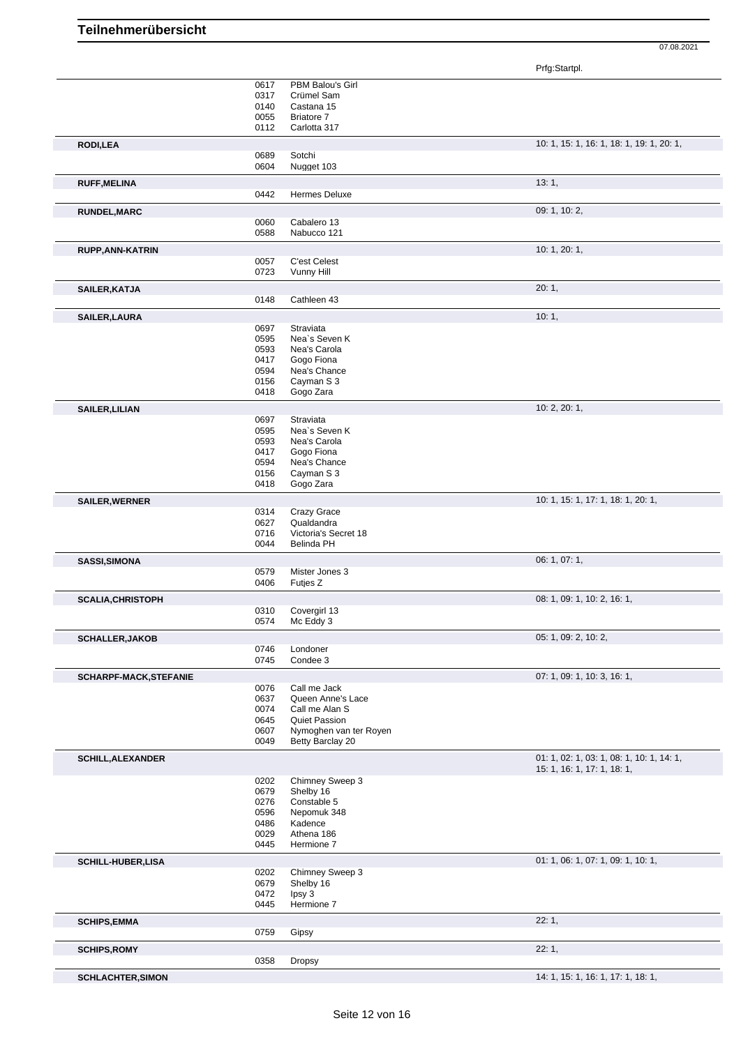# Teilnehmerübersicht

07.08.2021

| Name | Nr. | Pferd | Prfg:Startpl. |
|---|---|---|---|
| | 0617 | PBM Balou's Girl | |
| | 0317 | Crümel Sam | |
| | 0140 | Castana 15 | |
| | 0055 | Briatore 7 | |
| | 0112 | Carlotta 317 | |
| **RODI,LEA** | | | 10: 1, 15: 1, 16: 1, 18: 1, 19: 1, 20: 1, |
| | 0689 | Sotchi | |
| | 0604 | Nugget 103 | |
| **RUFF,MELINA** | | | 13: 1, |
| | 0442 | Hermes Deluxe | |
| **RUNDEL,MARC** | | | 09: 1, 10: 2, |
| | 0060 | Cabalero 13 | |
| | 0588 | Nabucco 121 | |
| **RUPP,ANN-KATRIN** | | | 10: 1, 20: 1, |
| | 0057 | C'est Celest | |
| | 0723 | Vunny Hill | |
| **SAILER,KATJA** | | | 20: 1, |
| | 0148 | Cathleen 43 | |
| **SAILER,LAURA** | | | 10: 1, |
| | 0697 | Straviata | |
| | 0595 | Nea`s Seven K | |
| | 0593 | Nea's Carola | |
| | 0417 | Gogo Fiona | |
| | 0594 | Nea's Chance | |
| | 0156 | Cayman S 3 | |
| | 0418 | Gogo Zara | |
| **SAILER,LILIAN** | | | 10: 2, 20: 1, |
| | 0697 | Straviata | |
| | 0595 | Nea`s Seven K | |
| | 0593 | Nea's Carola | |
| | 0417 | Gogo Fiona | |
| | 0594 | Nea's Chance | |
| | 0156 | Cayman S 3 | |
| | 0418 | Gogo Zara | |
| **SAILER,WERNER** | | | 10: 1, 15: 1, 17: 1, 18: 1, 20: 1, |
| | 0314 | Crazy Grace | |
| | 0627 | Qualdandra | |
| | 0716 | Victoria's Secret 18 | |
| | 0044 | Belinda PH | |
| **SASSI,SIMONA** | | | 06: 1, 07: 1, |
| | 0579 | Mister Jones 3 | |
| | 0406 | Futjes Z | |
| **SCALIA,CHRISTOPH** | | | 08: 1, 09: 1, 10: 2, 16: 1, |
| | 0310 | Covergirl 13 | |
| | 0574 | Mc Eddy 3 | |
| **SCHALLER,JAKOB** | | | 05: 1, 09: 2, 10: 2, |
| | 0746 | Londoner | |
| | 0745 | Condee 3 | |
| **SCHARPF-MACK,STEFANIE** | | | 07: 1, 09: 1, 10: 3, 16: 1, |
| | 0076 | Call me Jack | |
| | 0637 | Queen Anne's Lace | |
| | 0074 | Call me Alan S | |
| | 0645 | Quiet Passion | |
| | 0607 | Nymoghen van ter Royen | |
| | 0049 | Betty Barclay 20 | |
| **SCHILL,ALEXANDER** | | | 01: 1, 02: 1, 03: 1, 08: 1, 10: 1, 14: 1, 15: 1, 16: 1, 17: 1, 18: 1, |
| | 0202 | Chimney Sweep 3 | |
| | 0679 | Shelby 16 | |
| | 0276 | Constable 5 | |
| | 0596 | Nepomuk 348 | |
| | 0486 | Kadence | |
| | 0029 | Athena 186 | |
| | 0445 | Hermione 7 | |
| **SCHILL-HUBER,LISA** | | | 01: 1, 06: 1, 07: 1, 09: 1, 10: 1, |
| | 0202 | Chimney Sweep 3 | |
| | 0679 | Shelby 16 | |
| | 0472 | Ipsy 3 | |
| | 0445 | Hermione 7 | |
| **SCHIPS,EMMA** | | | 22: 1, |
| | 0759 | Gipsy | |
| **SCHIPS,ROMY** | | | 22: 1, |
| | 0358 | Dropsy | |
| **SCHLACHTER,SIMON** | | | 14: 1, 15: 1, 16: 1, 17: 1, 18: 1, |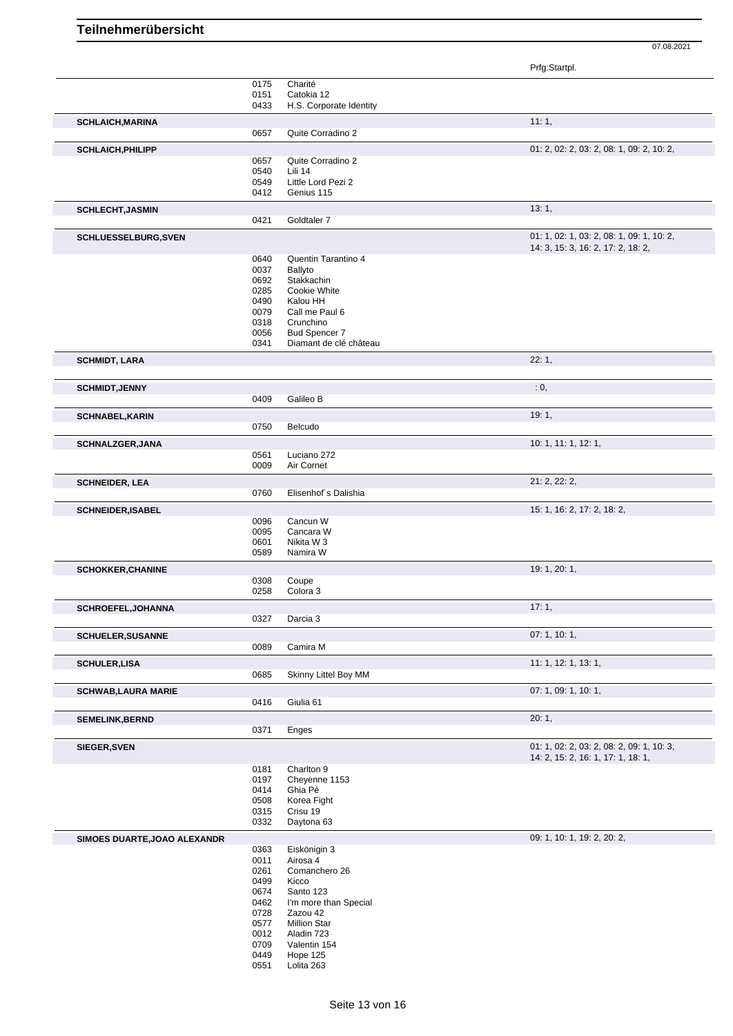# Teilnehmerübersicht

07.08.2021

| | | | Prfg:Startpl. |
|---|---|---|---|
| | 0175 | Charité | |
| | 0151 | Catokia 12 | |
| | 0433 | H.S. Corporate Identity | |
| **SCHLAICH,MARINA** | | | 11: 1, |
| | 0657 | Quite Corradino 2 | |
| **SCHLAICH,PHILIPP** | | | 01: 2, 02: 2, 03: 2, 08: 1, 09: 2, 10: 2, |
| | 0657 | Quite Corradino 2 | |
| | 0540 | Lili 14 | |
| | 0549 | Little Lord Pezi 2 | |
| | 0412 | Genius 115 | |
| **SCHLECHT,JASMIN** | | | 13: 1, |
| | 0421 | Goldtaler 7 | |
| **SCHLUESSELBURG,SVEN** | | | 01: 1, 02: 1, 03: 2, 08: 1, 09: 1, 10: 2, 14: 3, 15: 3, 16: 2, 17: 2, 18: 2, |
| | 0640 | Quentin Tarantino 4 | |
| | 0037 | Ballyto | |
| | 0692 | Stakkachin | |
| | 0285 | Cookie White | |
| | 0490 | Kalou HH | |
| | 0079 | Call me Paul 6 | |
| | 0318 | Crunchino | |
| | 0056 | Bud Spencer 7 | |
| | 0341 | Diamant de clé château | |
| **SCHMIDT, LARA** | | | 22: 1, |
| **SCHMIDT,JENNY** | | | : 0, |
| | 0409 | Galileo B | |
| **SCHNABEL,KARIN** | | | 19: 1, |
| | 0750 | Belcudo | |
| **SCHNALZGER,JANA** | | | 10: 1, 11: 1, 12: 1, |
| | 0561 | Luciano 272 | |
| | 0009 | Air Cornet | |
| **SCHNEIDER, LEA** | | | 21: 2, 22: 2, |
| | 0760 | Elisenhof´s Dalishia | |
| **SCHNEIDER,ISABEL** | | | 15: 1, 16: 2, 17: 2, 18: 2, |
| | 0096 | Cancun W | |
| | 0095 | Cancara W | |
| | 0601 | Nikita W 3 | |
| | 0589 | Namira W | |
| **SCHOKKER,CHANINE** | | | 19: 1, 20: 1, |
| | 0308 | Coupe | |
| | 0258 | Colora 3 | |
| **SCHROEFEL,JOHANNA** | | | 17: 1, |
| | 0327 | Darcia 3 | |
| **SCHUELER,SUSANNE** | | | 07: 1, 10: 1, |
| | 0089 | Camira M | |
| **SCHULER,LISA** | | | 11: 1, 12: 1, 13: 1, |
| | 0685 | Skinny Littel Boy MM | |
| **SCHWAB,LAURA MARIE** | | | 07: 1, 09: 1, 10: 1, |
| | 0416 | Giulia 61 | |
| **SEMELINK,BERND** | | | 20: 1, |
| | 0371 | Enges | |
| **SIEGER,SVEN** | | | 01: 1, 02: 2, 03: 2, 08: 2, 09: 1, 10: 3, 14: 2, 15: 2, 16: 1, 17: 1, 18: 1, |
| | 0181 | Charlton 9 | |
| | 0197 | Cheyenne 1153 | |
| | 0414 | Ghia Pé | |
| | 0508 | Korea Fight | |
| | 0315 | Crisu 19 | |
| | 0332 | Daytona 63 | |
| **SIMOES DUARTE,JOAO ALEXANDR** | | | 09: 1, 10: 1, 19: 2, 20: 2, |
| | 0363 | Eiskönigin 3 | |
| | 0011 | Airosa 4 | |
| | 0261 | Comanchero 26 | |
| | 0499 | Kicco | |
| | 0674 | Santo 123 | |
| | 0462 | I'm more than Special | |
| | 0728 | Zazou 42 | |
| | 0577 | Million Star | |
| | 0012 | Aladin 723 | |
| | 0709 | Valentin 154 | |
| | 0449 | Hope 125 | |
| | 0551 | Lolita 263 | |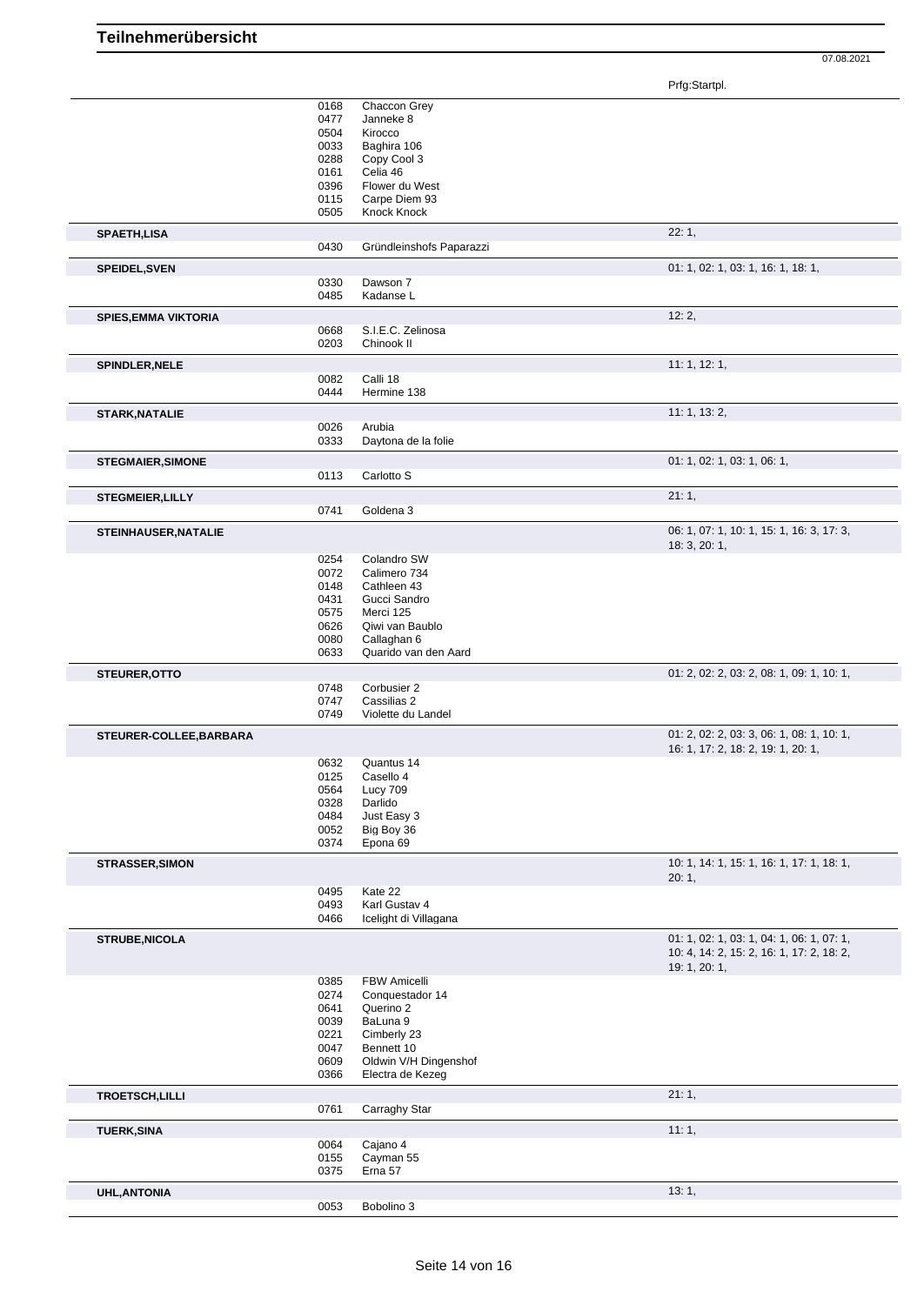# Teilnehmerübersicht

07.08.2021

| | | | Prfg:Startpl. |
|---|---|---|---|
| | 0168 | Chaccon Grey | |
| | 0477 | Janneke 8 | |
| | 0504 | Kirocco | |
| | 0033 | Baghira 106 | |
| | 0288 | Copy Cool 3 | |
| | 0161 | Celia 46 | |
| | 0396 | Flower du West | |
| | 0115 | Carpe Diem 93 | |
| | 0505 | Knock Knock | |
| **SPAETH,LISA** | | | 22: 1, |
| | 0430 | Gründleinshofs Paparazzi | |
| **SPEIDEL,SVEN** | | | 01: 1, 02: 1, 03: 1, 16: 1, 18: 1, |
| | 0330 | Dawson 7 | |
| | 0485 | Kadanse L | |
| **SPIES,EMMA VIKTORIA** | | | 12: 2, |
| | 0668 | S.I.E.C. Zelinosa | |
| | 0203 | Chinook II | |
| **SPINDLER,NELE** | | | 11: 1, 12: 1, |
| | 0082 | Calli 18 | |
| | 0444 | Hermine 138 | |
| **STARK,NATALIE** | | | 11: 1, 13: 2, |
| | 0026 | Arubia | |
| | 0333 | Daytona de la folie | |
| **STEGMAIER,SIMONE** | | | 01: 1, 02: 1, 03: 1, 06: 1, |
| | 0113 | Carlotto S | |
| **STEGMEIER,LILLY** | | | 21: 1, |
| | 0741 | Goldena 3 | |
| **STEINHAUSER,NATALIE** | | | 06: 1, 07: 1, 10: 1, 15: 1, 16: 3, 17: 3, 18: 3, 20: 1, |
| | 0254 | Colandro SW | |
| | 0072 | Calimero 734 | |
| | 0148 | Cathleen 43 | |
| | 0431 | Gucci Sandro | |
| | 0575 | Merci 125 | |
| | 0626 | Qiwi van Baublo | |
| | 0080 | Callaghan 6 | |
| | 0633 | Quarido van den Aard | |
| **STEURER,OTTO** | | | 01: 2, 02: 2, 03: 2, 08: 1, 09: 1, 10: 1, |
| | 0748 | Corbusier 2 | |
| | 0747 | Cassilias 2 | |
| | 0749 | Violette du Landel | |
| **STEURER-COLLEE,BARBARA** | | | 01: 2, 02: 2, 03: 3, 06: 1, 08: 1, 10: 1, 16: 1, 17: 2, 18: 2, 19: 1, 20: 1, |
| | 0632 | Quantus 14 | |
| | 0125 | Casello 4 | |
| | 0564 | Lucy 709 | |
| | 0328 | Darlido | |
| | 0484 | Just Easy 3 | |
| | 0052 | Big Boy 36 | |
| | 0374 | Epona 69 | |
| **STRASSER,SIMON** | | | 10: 1, 14: 1, 15: 1, 16: 1, 17: 1, 18: 1, 20: 1, |
| | 0495 | Kate 22 | |
| | 0493 | Karl Gustav 4 | |
| | 0466 | Icelight di Villagana | |
| **STRUBE,NICOLA** | | | 01: 1, 02: 1, 03: 1, 04: 1, 06: 1, 07: 1, 10: 4, 14: 2, 15: 2, 16: 1, 17: 2, 18: 2, 19: 1, 20: 1, |
| | 0385 | FBW Amicelli | |
| | 0274 | Conquestador 14 | |
| | 0641 | Querino 2 | |
| | 0039 | BaLuna 9 | |
| | 0221 | Cimberly 23 | |
| | 0047 | Bennett 10 | |
| | 0609 | Oldwin V/H Dingenshof | |
| | 0366 | Electra de Kezeg | |
| **TROETSCH,LILLI** | | | 21: 1, |
| | 0761 | Carraghy Star | |
| **TUERK,SINA** | | | 11: 1, |
| | 0064 | Cajano 4 | |
| | 0155 | Cayman 55 | |
| | 0375 | Erna 57 | |
| **UHL,ANTONIA** | | | 13: 1, |
| | 0053 | Bobolino 3 | |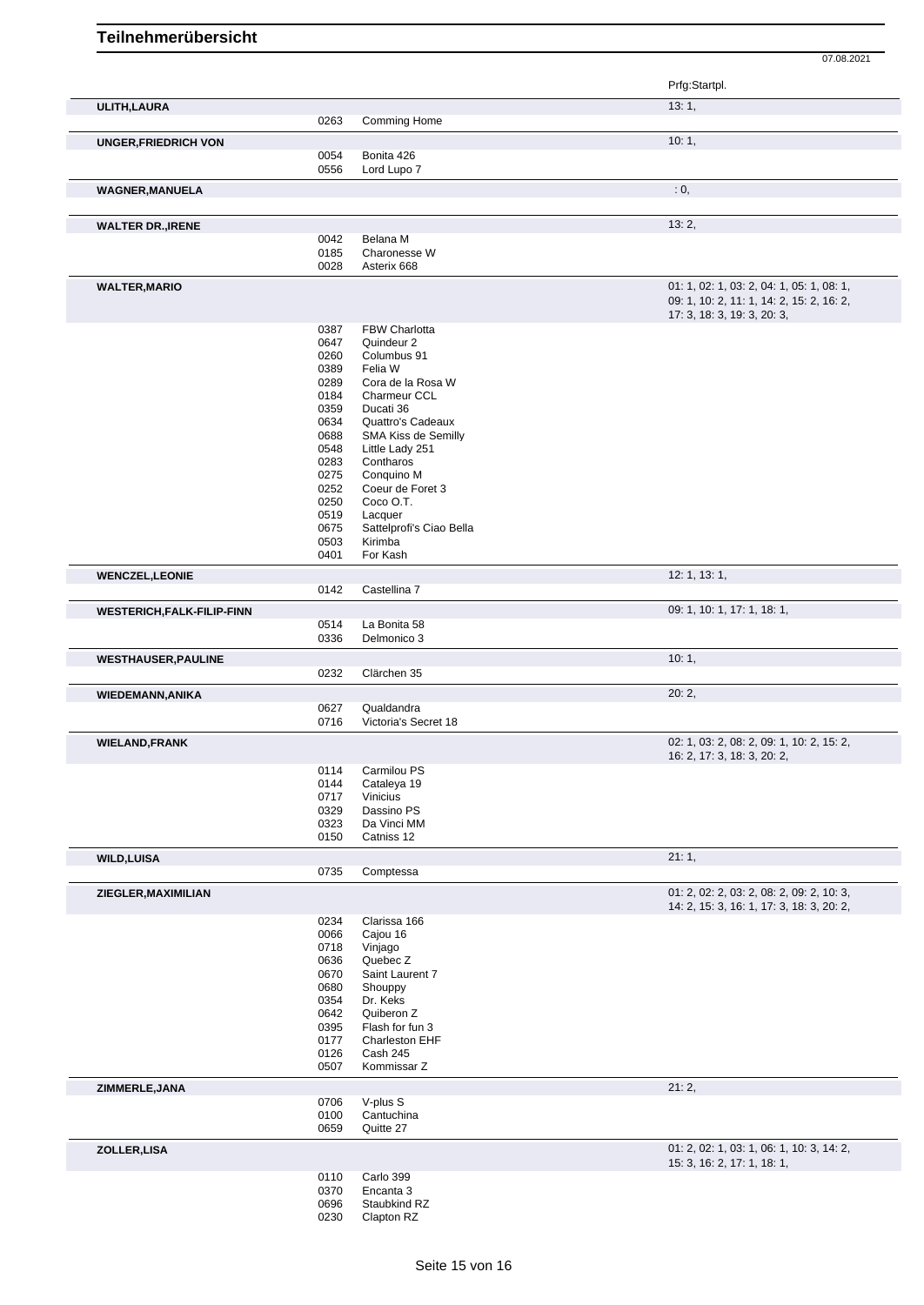# Teilnehmerübersicht

07.08.2021

| | | | Prfg:Startpl. |
|---|---|---|---|
| **ULITH,LAURA** | | | 13: 1, |
| | 0263 | Comming Home | |
| **UNGER,FRIEDRICH VON** | | | 10: 1, |
| | 0054 | Bonita 426 | |
| | 0556 | Lord Lupo 7 | |
| **WAGNER,MANUELA** | | | : 0, |
| **WALTER DR.,IRENE** | | | 13: 2, |
| | 0042 | Belana M | |
| | 0185 | Charonesse W | |
| | 0028 | Asterix 668 | |
| **WALTER,MARIO** | | | 01: 1, 02: 1, 03: 2, 04: 1, 05: 1, 08: 1, 09: 1, 10: 2, 11: 1, 14: 2, 15: 2, 16: 2, 17: 3, 18: 3, 19: 3, 20: 3, |
| | 0387 | FBW Charlotta | |
| | 0647 | Quindeur 2 | |
| | 0260 | Columbus 91 | |
| | 0389 | Felia W | |
| | 0289 | Cora de la Rosa W | |
| | 0184 | Charmeur CCL | |
| | 0359 | Ducati 36 | |
| | 0634 | Quattro's Cadeaux | |
| | 0688 | SMA Kiss de Semilly | |
| | 0548 | Little Lady 251 | |
| | 0283 | Contharos | |
| | 0275 | Conquino M | |
| | 0252 | Coeur de Foret 3 | |
| | 0250 | Coco O.T. | |
| | 0519 | Lacquer | |
| | 0675 | Sattelprofi's Ciao Bella | |
| | 0503 | Kirimba | |
| | 0401 | For Kash | |
| **WENCZEL,LEONIE** | | | 12: 1, 13: 1, |
| | 0142 | Castellina 7 | |
| **WESTERICH,FALK-FILIP-FINN** | | | 09: 1, 10: 1, 17: 1, 18: 1, |
| | 0514 | La Bonita 58 | |
| | 0336 | Delmonico 3 | |
| **WESTHAUSER,PAULINE** | | | 10: 1, |
| | 0232 | Clärchen 35 | |
| **WIEDEMANN,ANIKA** | | | 20: 2, |
| | 0627 | Qualdandra | |
| | 0716 | Victoria's Secret 18 | |
| **WIELAND,FRANK** | | | 02: 1, 03: 2, 08: 2, 09: 1, 10: 2, 15: 2, 16: 2, 17: 3, 18: 3, 20: 2, |
| | 0114 | Carmilou PS | |
| | 0144 | Cataleya 19 | |
| | 0717 | Vinicius | |
| | 0329 | Dassino PS | |
| | 0323 | Da Vinci MM | |
| | 0150 | Catniss 12 | |
| **WILD,LUISA** | | | 21: 1, |
| | 0735 | Comptessa | |
| **ZIEGLER,MAXIMILIAN** | | | 01: 2, 02: 2, 03: 2, 08: 2, 09: 2, 10: 3, 14: 2, 15: 3, 16: 1, 17: 3, 18: 3, 20: 2, |
| | 0234 | Clarissa 166 | |
| | 0066 | Cajou 16 | |
| | 0718 | Vinjago | |
| | 0636 | Quebec Z | |
| | 0670 | Saint Laurent 7 | |
| | 0680 | Shouppy | |
| | 0354 | Dr. Keks | |
| | 0642 | Quiberon Z | |
| | 0395 | Flash for fun 3 | |
| | 0177 | Charleston EHF | |
| | 0126 | Cash 245 | |
| | 0507 | Kommissar Z | |
| **ZIMMERLE,JANA** | | | 21: 2, |
| | 0706 | V-plus S | |
| | 0100 | Cantuchina | |
| | 0659 | Quitte 27 | |
| **ZOLLER,LISA** | | | 01: 2, 02: 1, 03: 1, 06: 1, 10: 3, 14: 2, 15: 3, 16: 2, 17: 1, 18: 1, |
| | 0110 | Carlo 399 | |
| | 0370 | Encanta 3 | |
| | 0696 | Staubkind RZ | |
| | 0230 | Clapton RZ | |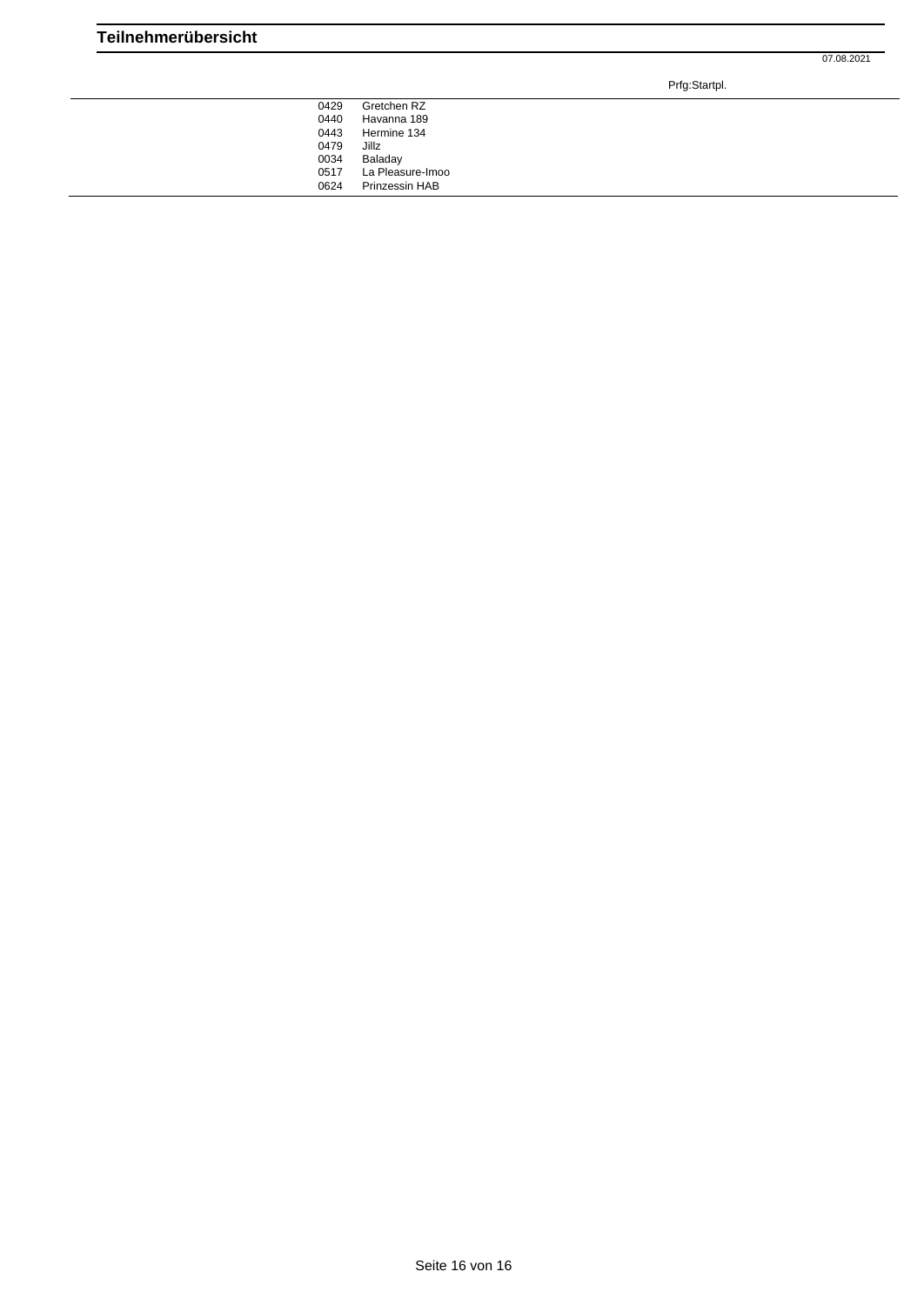**Teilnehmerübersicht**

07.08.2021

| | | Prfg:Startpl. |
|---|---|---|
| 0429 | Gretchen RZ | |
| 0440 | Havanna 189 | |
| 0443 | Hermine 134 | |
| 0479 | Jillz | |
| 0034 | Baladay | |
| 0517 | La Pleasure-Imoo | |
| 0624 | Prinzessin HAB | |